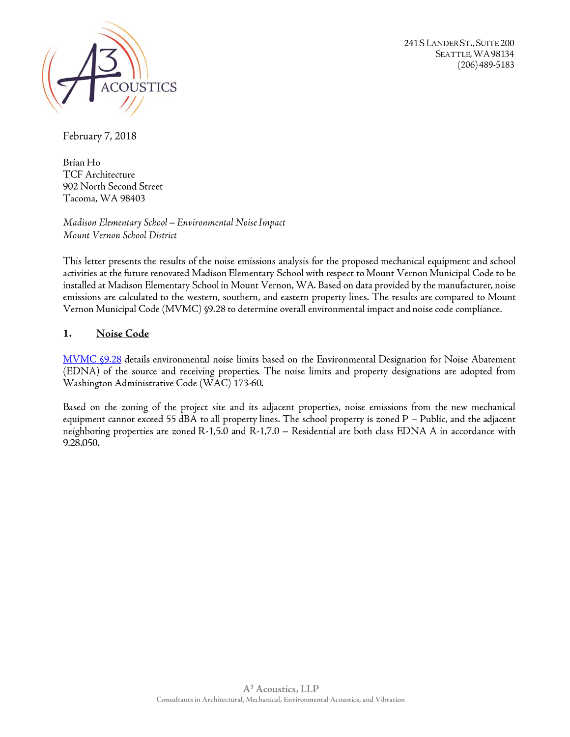241 S Lander St., Suite 200
Seattle, WA 98134
(206) 489-5183

February 7, 2018

Brian Ho
TCF Architecture
902 North Second Street
Tacoma, WA 98403

*Madison Elementary School – Environmental Noise Impact*
*Mount Vernon School District*

This letter presents the results of the noise emissions analysis for the proposed mechanical equipment and school activities at the future renovated Madison Elementary School with respect to Mount Vernon Municipal Code to be installed at Madison Elementary School in Mount Vernon, WA. Based on data provided by the manufacturer, noise emissions are calculated to the western, southern, and eastern property lines. The results are compared to Mount Vernon Municipal Code (MVMC) §9.28 to determine overall environmental impact and noise code compliance.

## 1. Noise Code

MVMC §9.28 details environmental noise limits based on the Environmental Designation for Noise Abatement (EDNA) of the source and receiving properties. The noise limits and property designations are adopted from Washington Administrative Code (WAC) 173-60.

Based on the zoning of the project site and its adjacent properties, noise emissions from the new mechanical equipment cannot exceed 55 dBA to all property lines. The school property is zoned P – Public, and the adjacent neighboring properties are zoned R-1,5.0 and R-1,7.0 – Residential are both class EDNA A in accordance with 9.28.050.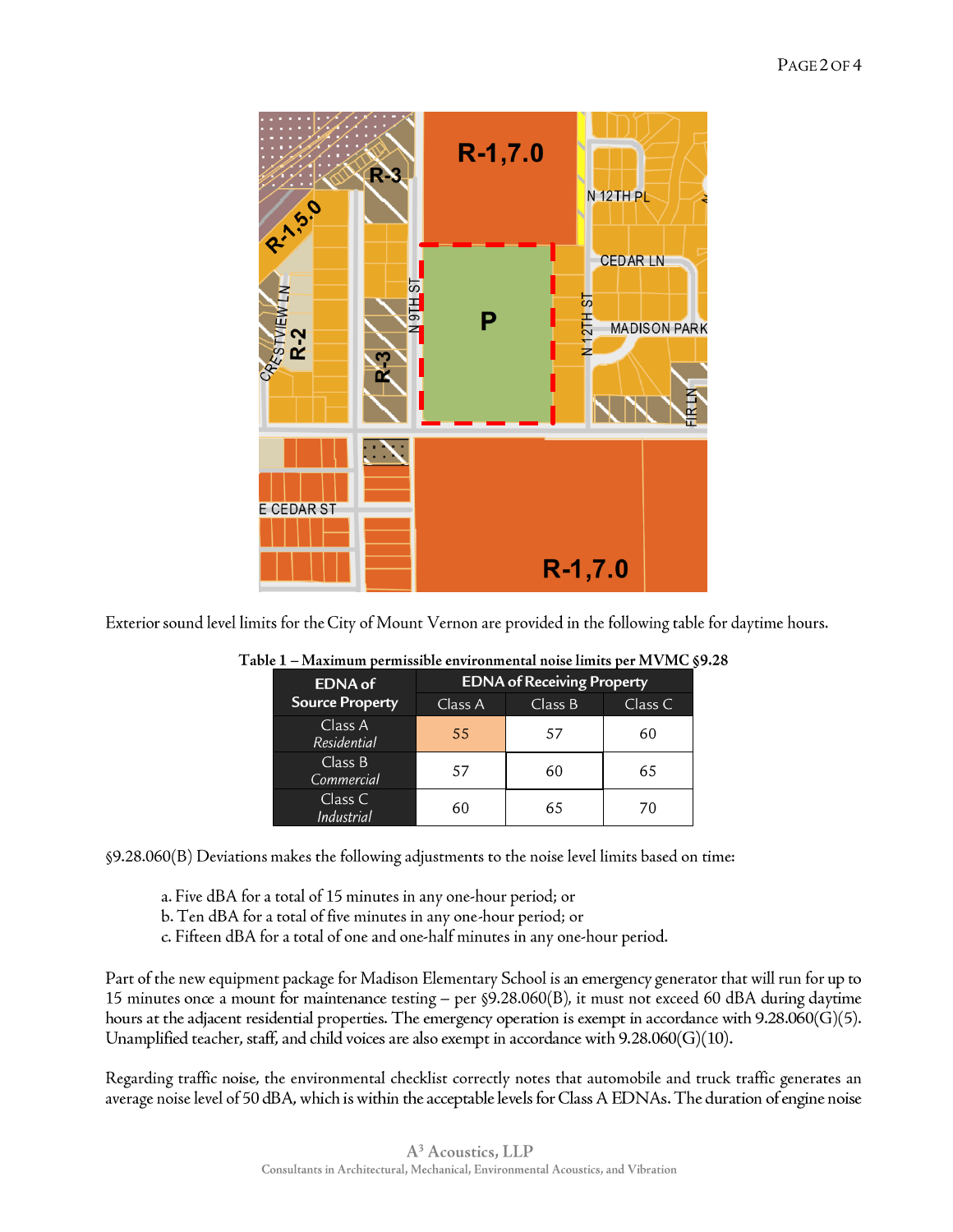Exterior sound level limits for the City of Mount Vernon are provided in the following table for daytime hours.

**Table 1 – Maximum permissible environmental noise limits per MVMC §9.28**

| EDNA of Source Property | EDNA of Receiving Property | | |
|---|---|---|---|
| | Class A | Class B | Class C |
| Class A *Residential* | 55 | 57 | 60 |
| Class B *Commercial* | 57 | 60 | 65 |
| Class C *Industrial* | 60 | 65 | 70 |

§9.28.060(B) Deviations makes the following adjustments to the noise level limits based on time:

> a. Five dBA for a total of 15 minutes in any one-hour period; or
> b. Ten dBA for a total of five minutes in any one-hour period; or
> c. Fifteen dBA for a total of one and one-half minutes in any one-hour period.

Part of the new equipment package for Madison Elementary School is an emergency generator that will run for up to 15 minutes once a mount for maintenance testing – per §9.28.060(B), it must not exceed 60 dBA during daytime hours at the adjacent residential properties. The emergency operation is exempt in accordance with 9.28.060(G)(5). Unamplified teacher, staff, and child voices are also exempt in accordance with 9.28.060(G)(10).

Regarding traffic noise, the environmental checklist correctly notes that automobile and truck traffic generates an average noise level of 50 dBA, which is within the acceptable levels for Class A EDNAs. The duration of engine noise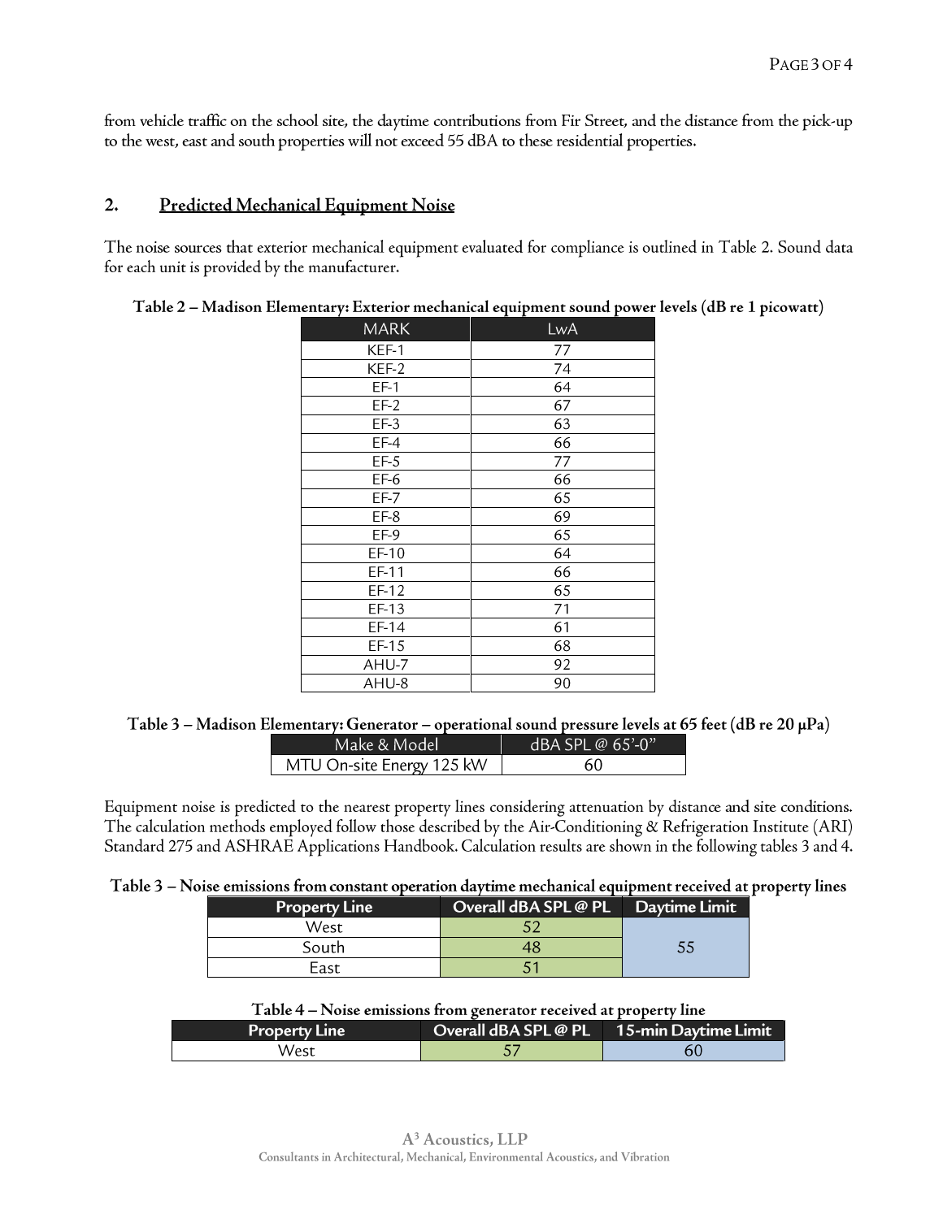from vehicle traffic on the school site, the daytime contributions from Fir Street, and the distance from the pick-up to the west, east and south properties will not exceed 55 dBA to these residential properties.

## 2. Predicted Mechanical Equipment Noise

The noise sources that exterior mechanical equipment evaluated for compliance is outlined in Table 2. Sound data for each unit is provided by the manufacturer.

**Table 2 – Madison Elementary: Exterior mechanical equipment sound power levels (dB re 1 picowatt)**

| MARK | LwA |
|---|---|
| KEF-1 | 77 |
| KEF-2 | 74 |
| EF-1 | 64 |
| EF-2 | 67 |
| EF-3 | 63 |
| EF-4 | 66 |
| EF-5 | 77 |
| EF-6 | 66 |
| EF-7 | 65 |
| EF-8 | 69 |
| EF-9 | 65 |
| EF-10 | 64 |
| EF-11 | 66 |
| EF-12 | 65 |
| EF-13 | 71 |
| EF-14 | 61 |
| EF-15 | 68 |
| AHU-7 | 92 |
| AHU-8 | 90 |

**Table 3 – Madison Elementary: Generator – operational sound pressure levels at 65 feet (dB re 20 μPa)**

| Make & Model | dBA SPL @ 65'-0" |
|---|---|
| MTU On-site Energy 125 kW | 60 |

Equipment noise is predicted to the nearest property lines considering attenuation by distance and site conditions. The calculation methods employed follow those described by the Air-Conditioning & Refrigeration Institute (ARI) Standard 275 and ASHRAE Applications Handbook. Calculation results are shown in the following tables 3 and 4.

**Table 3 – Noise emissions from constant operation daytime mechanical equipment received at property lines**

| Property Line | Overall dBA SPL @ PL | Daytime Limit |
|---|---|---|
| West | 52 | 55 |
| South | 48 | |
| East | 51 | |

**Table 4 – Noise emissions from generator received at property line**

| Property Line | Overall dBA SPL @ PL | 15-min Daytime Limit |
|---|---|---|
| West | 57 | 60 |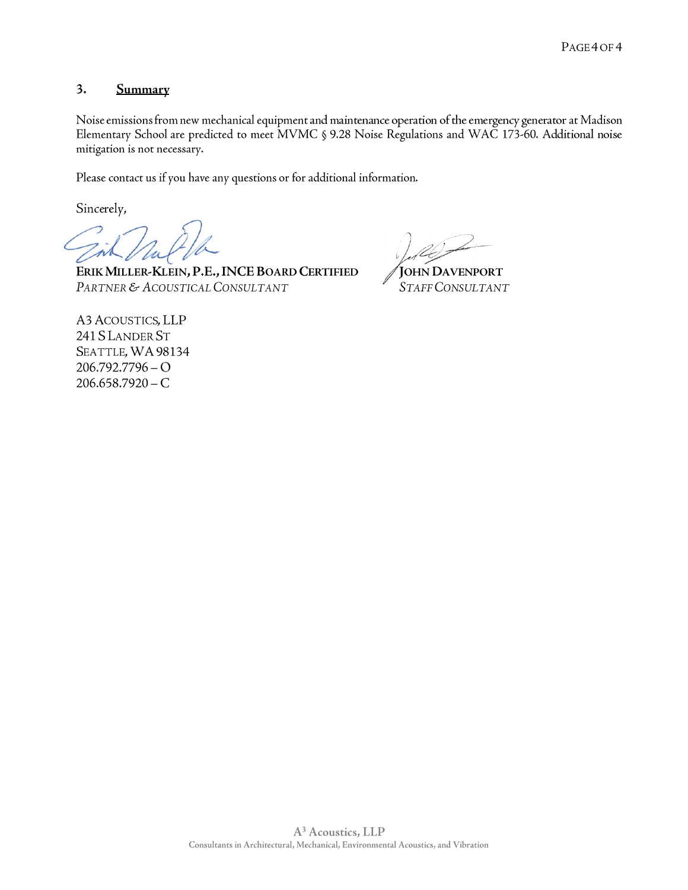## 3. Summary

Noise emissions from new mechanical equipment and maintenance operation of the emergency generator at Madison Elementary School are predicted to meet MVMC § 9.28 Noise Regulations and WAC 173-60. Additional noise mitigation is not necessary.

Please contact us if you have any questions or for additional information.

Sincerely,

**ERIK MILLER-KLEIN, P.E., INCE BOARD CERTIFIED**
*PARTNER & ACOUSTICAL CONSULTANT*

**JOHN DAVENPORT**
*STAFF CONSULTANT*

A3 ACOUSTICS, LLP
241 S LANDER ST
SEATTLE, WA 98134
206.792.7796 – O
206.658.7920 – C